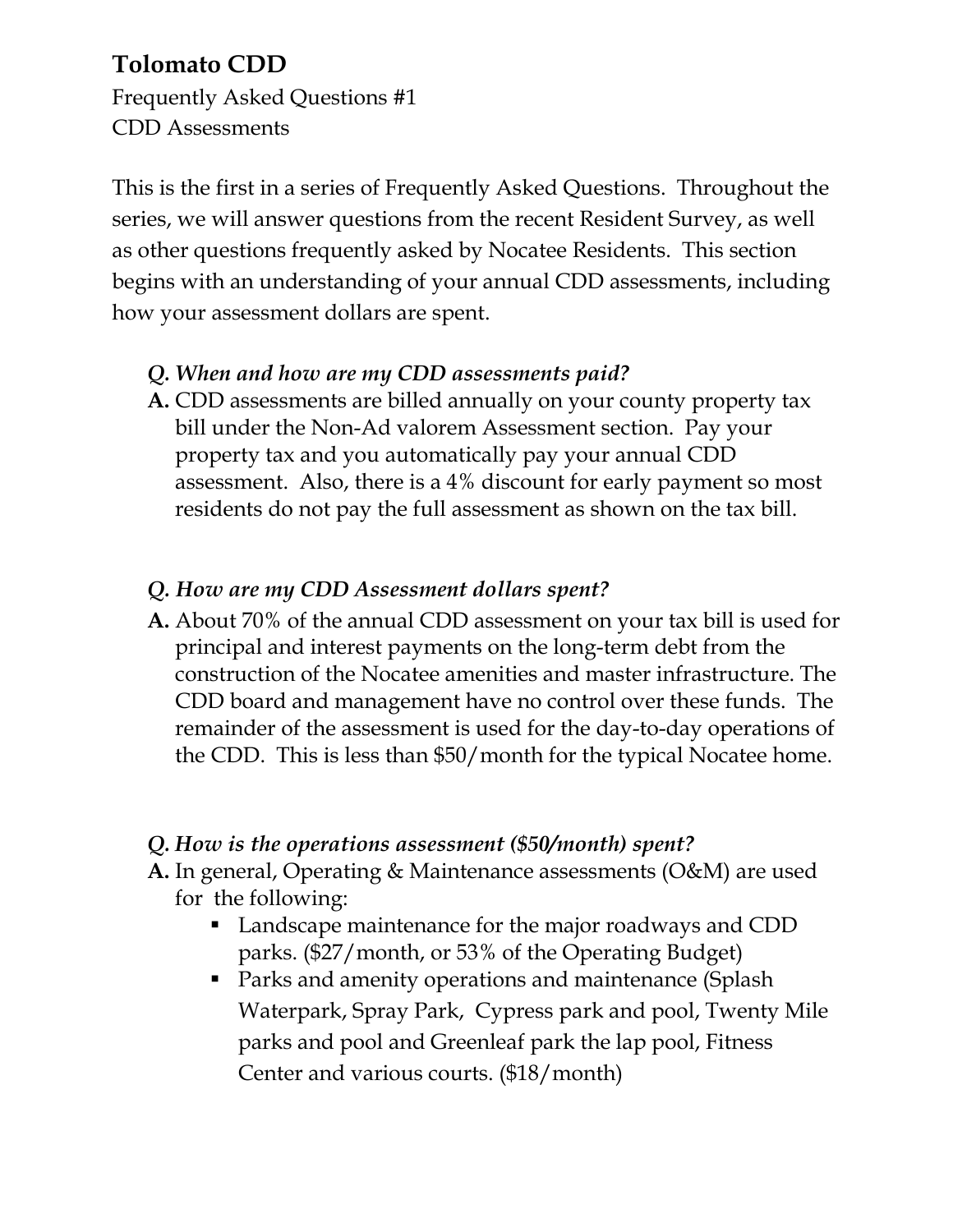# Tolomato CDD

Frequently Asked Questions #1
CDD Assessments

This is the first in a series of Frequently Asked Questions. Throughout the series, we will answer questions from the recent Resident Survey, as well as other questions frequently asked by Nocatee Residents. This section begins with an understanding of your annual CDD assessments, including how your assessment dollars are spent.

*Q. When and how are my CDD assessments paid?*

**A.** CDD assessments are billed annually on your county property tax bill under the Non-Ad valorem Assessment section. Pay your property tax and you automatically pay your annual CDD assessment. Also, there is a 4% discount for early payment so most residents do not pay the full assessment as shown on the tax bill.

*Q. How are my CDD Assessment dollars spent?*

**A.** About 70% of the annual CDD assessment on your tax bill is used for principal and interest payments on the long-term debt from the construction of the Nocatee amenities and master infrastructure. The CDD board and management have no control over these funds. The remainder of the assessment is used for the day-to-day operations of the CDD. This is less than $50/month for the typical Nocatee home.

*Q. How is the operations assessment ($50/month) spent?*

**A.** In general, Operating & Maintenance assessments (O&M) are used for the following:

- Landscape maintenance for the major roadways and CDD parks. ($27/month, or 53% of the Operating Budget)
- Parks and amenity operations and maintenance (Splash Waterpark, Spray Park, Cypress park and pool, Twenty Mile parks and pool and Greenleaf park the lap pool, Fitness Center and various courts. ($18/month)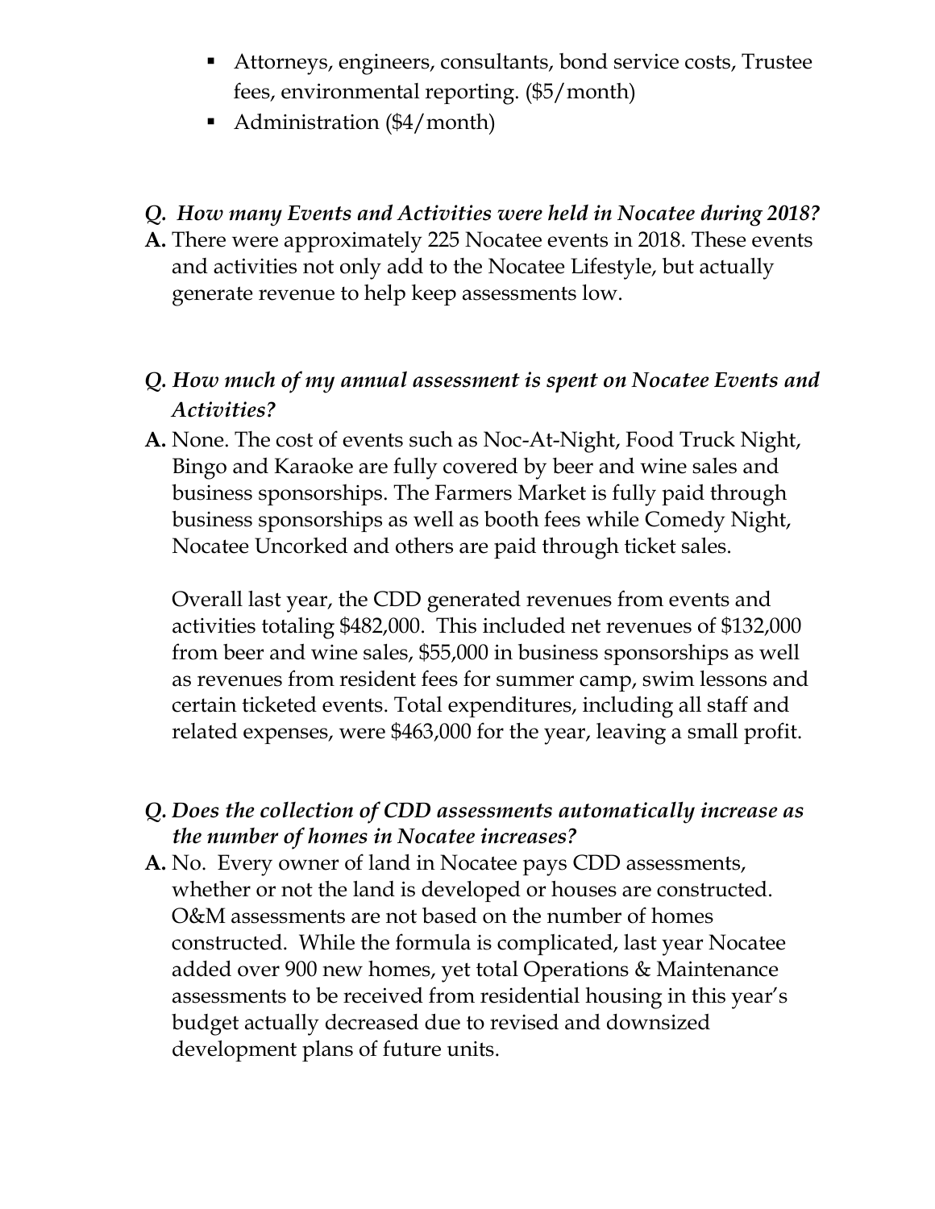- Attorneys, engineers, consultants, bond service costs, Trustee fees, environmental reporting. ($5/month)
- Administration ($4/month)

***Q. How many Events and Activities were held in Nocatee during 2018?***

**A.** There were approximately 225 Nocatee events in 2018. These events and activities not only add to the Nocatee Lifestyle, but actually generate revenue to help keep assessments low.

***Q. How much of my annual assessment is spent on Nocatee Events and Activities?***

**A.** None. The cost of events such as Noc-At-Night, Food Truck Night, Bingo and Karaoke are fully covered by beer and wine sales and business sponsorships. The Farmers Market is fully paid through business sponsorships as well as booth fees while Comedy Night, Nocatee Uncorked and others are paid through ticket sales.

Overall last year, the CDD generated revenues from events and activities totaling $482,000. This included net revenues of $132,000 from beer and wine sales, $55,000 in business sponsorships as well as revenues from resident fees for summer camp, swim lessons and certain ticketed events. Total expenditures, including all staff and related expenses, were $463,000 for the year, leaving a small profit.

***Q. Does the collection of CDD assessments automatically increase as the number of homes in Nocatee increases?***

**A.** No. Every owner of land in Nocatee pays CDD assessments, whether or not the land is developed or houses are constructed. O&M assessments are not based on the number of homes constructed. While the formula is complicated, last year Nocatee added over 900 new homes, yet total Operations & Maintenance assessments to be received from residential housing in this year's budget actually decreased due to revised and downsized development plans of future units.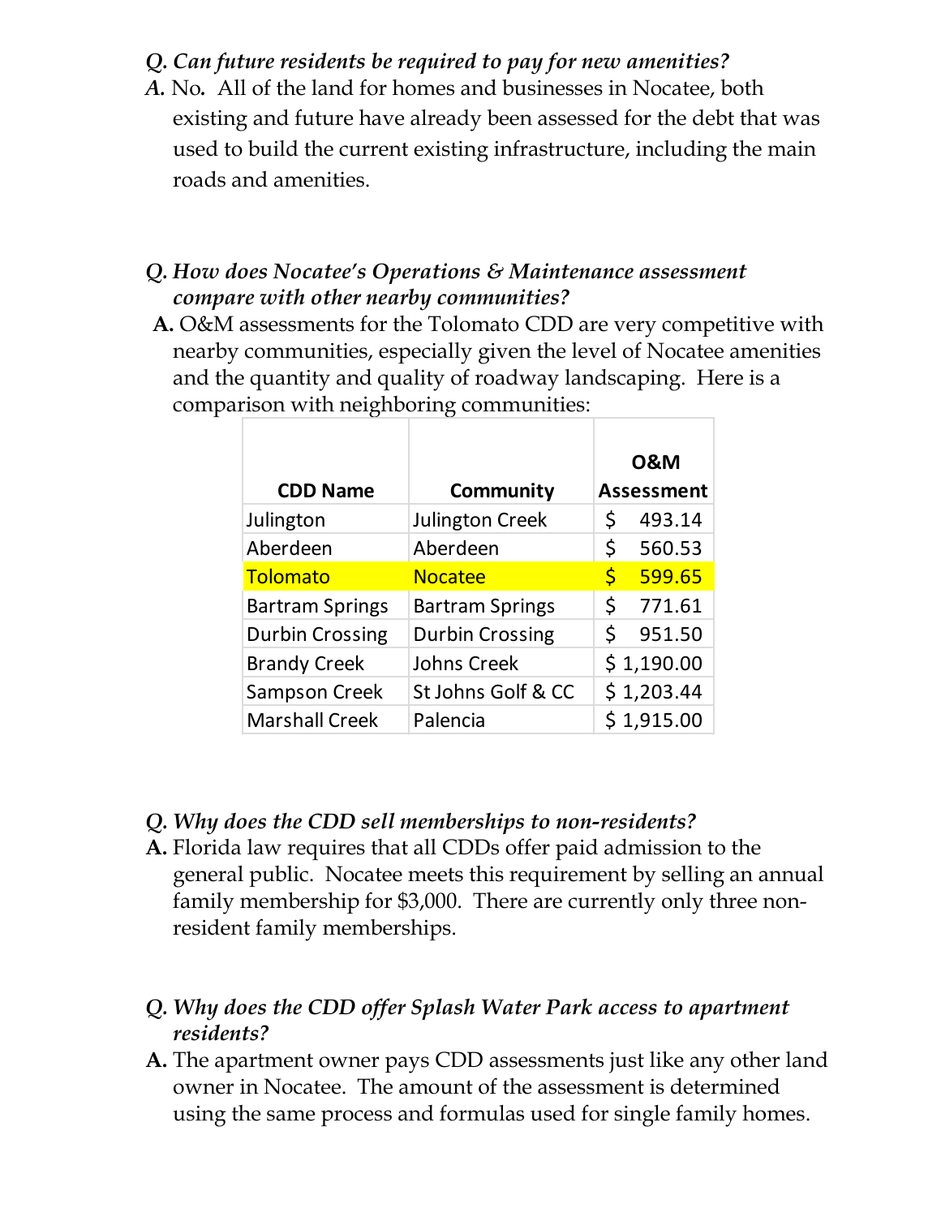***Q. Can future residents be required to pay for new amenities?***

***A.*** No. All of the land for homes and businesses in Nocatee, both existing and future have already been assessed for the debt that was used to build the current existing infrastructure, including the main roads and amenities.

***Q. How does Nocatee's Operations & Maintenance assessment compare with other nearby communities?***

**A.** O&M assessments for the Tolomato CDD are very competitive with nearby communities, especially given the level of Nocatee amenities and the quantity and quality of roadway landscaping. Here is a comparison with neighboring communities:

| CDD Name | Community | O&M Assessment |
|---|---|---|
| Julington | Julington Creek | $ 493.14 |
| Aberdeen | Aberdeen | $ 560.53 |
| Tolomato | Nocatee | $ 599.65 |
| Bartram Springs | Bartram Springs | $ 771.61 |
| Durbin Crossing | Durbin Crossing | $ 951.50 |
| Brandy Creek | Johns Creek | $ 1,190.00 |
| Sampson Creek | St Johns Golf & CC | $ 1,203.44 |
| Marshall Creek | Palencia | $ 1,915.00 |

***Q. Why does the CDD sell memberships to non-residents?***

**A.** Florida law requires that all CDDs offer paid admission to the general public. Nocatee meets this requirement by selling an annual family membership for $3,000. There are currently only three non-resident family memberships.

***Q. Why does the CDD offer Splash Water Park access to apartment residents?***

**A.** The apartment owner pays CDD assessments just like any other land owner in Nocatee. The amount of the assessment is determined using the same process and formulas used for single family homes.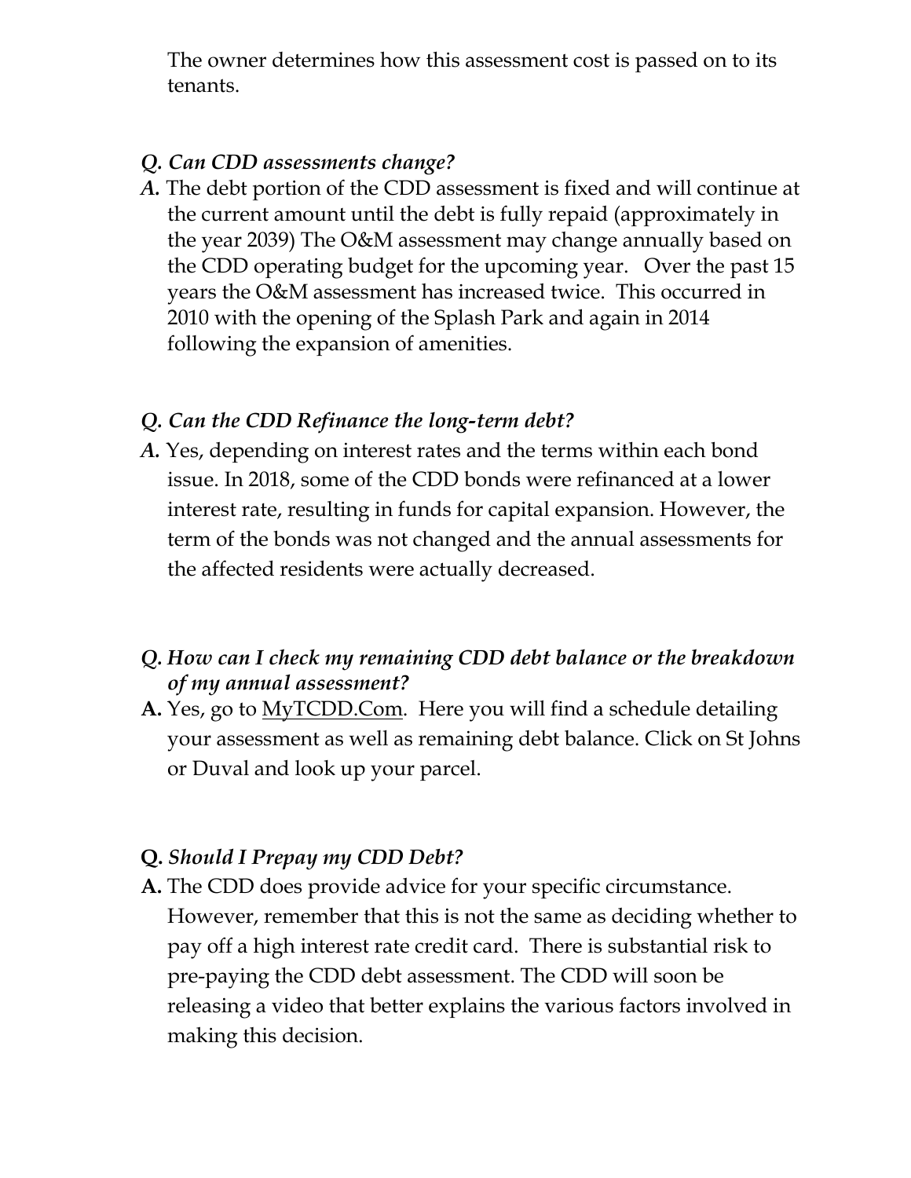The owner determines how this assessment cost is passed on to its tenants.

***Q. Can CDD assessments change?***

***A.*** The debt portion of the CDD assessment is fixed and will continue at the current amount until the debt is fully repaid (approximately in the year 2039) The O&M assessment may change annually based on the CDD operating budget for the upcoming year. Over the past 15 years the O&M assessment has increased twice. This occurred in 2010 with the opening of the Splash Park and again in 2014 following the expansion of amenities.

***Q. Can the CDD Refinance the long-term debt?***

***A.*** Yes, depending on interest rates and the terms within each bond issue. In 2018, some of the CDD bonds were refinanced at a lower interest rate, resulting in funds for capital expansion. However, the term of the bonds was not changed and the annual assessments for the affected residents were actually decreased.

***Q. How can I check my remaining CDD debt balance or the breakdown of my annual assessment?***

**A.** Yes, go to MyTCDD.Com. Here you will find a schedule detailing your assessment as well as remaining debt balance. Click on St Johns or Duval and look up your parcel.

**Q.** ***Should I Prepay my CDD Debt?***

**A.** The CDD does provide advice for your specific circumstance. However, remember that this is not the same as deciding whether to pay off a high interest rate credit card. There is substantial risk to pre-paying the CDD debt assessment. The CDD will soon be releasing a video that better explains the various factors involved in making this decision.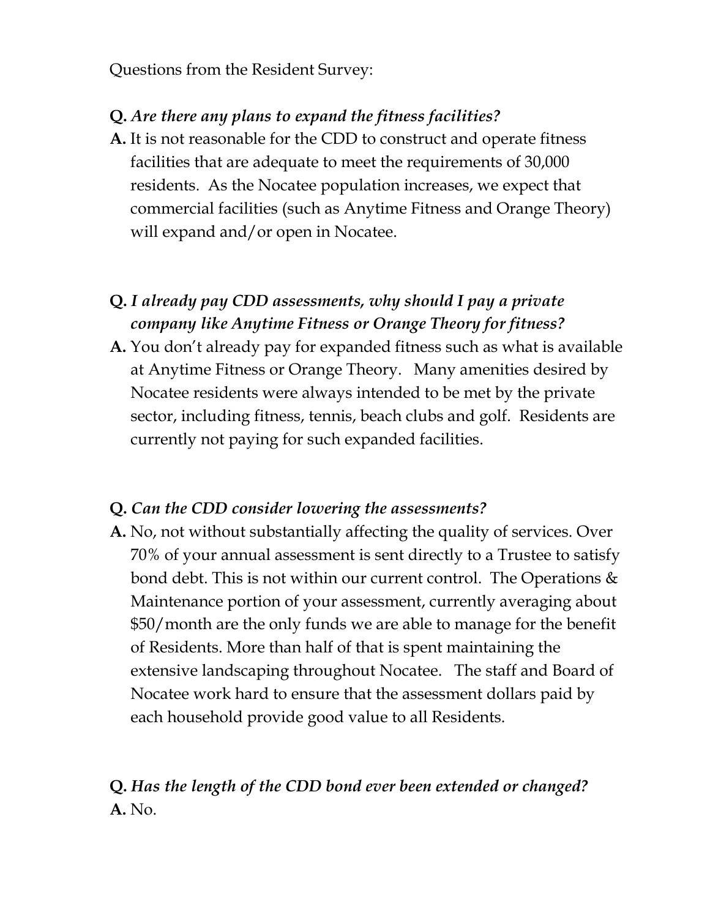Questions from the Resident Survey:

**Q.** ***Are there any plans to expand the fitness facilities?***
**A.** It is not reasonable for the CDD to construct and operate fitness facilities that are adequate to meet the requirements of 30,000 residents. As the Nocatee population increases, we expect that commercial facilities (such as Anytime Fitness and Orange Theory) will expand and/or open in Nocatee.

**Q.** ***I already pay CDD assessments, why should I pay a private company like Anytime Fitness or Orange Theory for fitness?***
**A.** You don't already pay for expanded fitness such as what is available at Anytime Fitness or Orange Theory. Many amenities desired by Nocatee residents were always intended to be met by the private sector, including fitness, tennis, beach clubs and golf. Residents are currently not paying for such expanded facilities.

**Q.** ***Can the CDD consider lowering the assessments?***
**A.** No, not without substantially affecting the quality of services. Over 70% of your annual assessment is sent directly to a Trustee to satisfy bond debt. This is not within our current control. The Operations & Maintenance portion of your assessment, currently averaging about $50/month are the only funds we are able to manage for the benefit of Residents. More than half of that is spent maintaining the extensive landscaping throughout Nocatee. The staff and Board of Nocatee work hard to ensure that the assessment dollars paid by each household provide good value to all Residents.

**Q.** ***Has the length of the CDD bond ever been extended or changed?***
**A.** No.